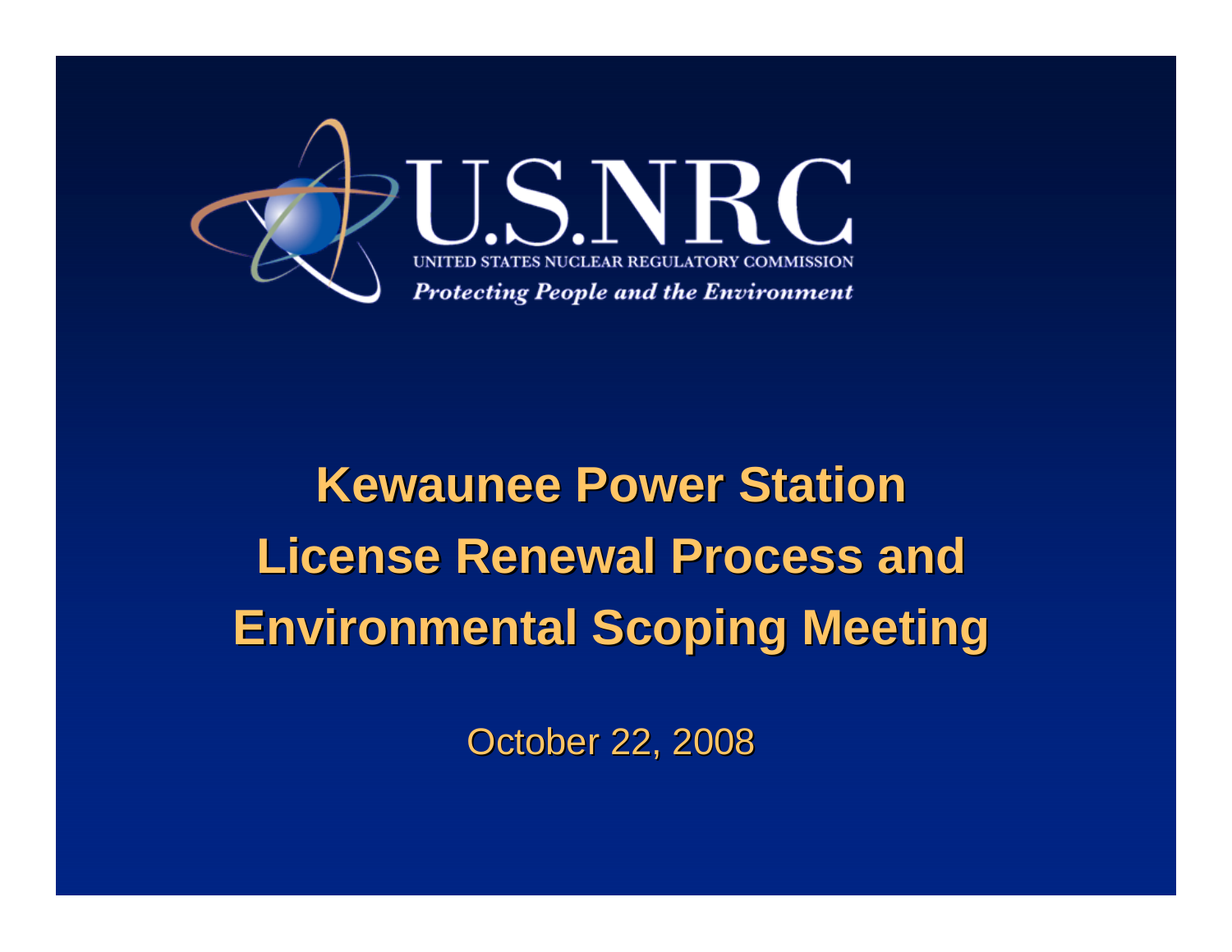U.S.NRC

UNITED STATES NUCLEAR REGULATORY COMMISSION

*Protecting People and the Environment*

# Kewaunee Power Station License Renewal Process and Environmental Scoping Meeting

October 22, 2008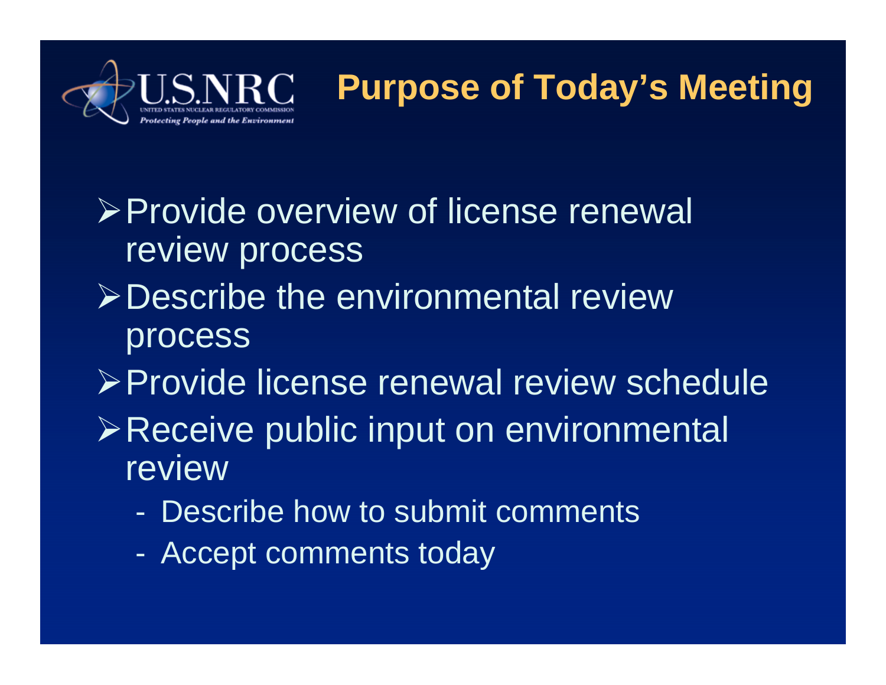# Purpose of Today's Meeting

- Provide overview of license renewal review process
- Describe the environmental review process
- Provide license renewal review schedule
- Receive public input on environmental review
  - Describe how to submit comments
  - Accept comments today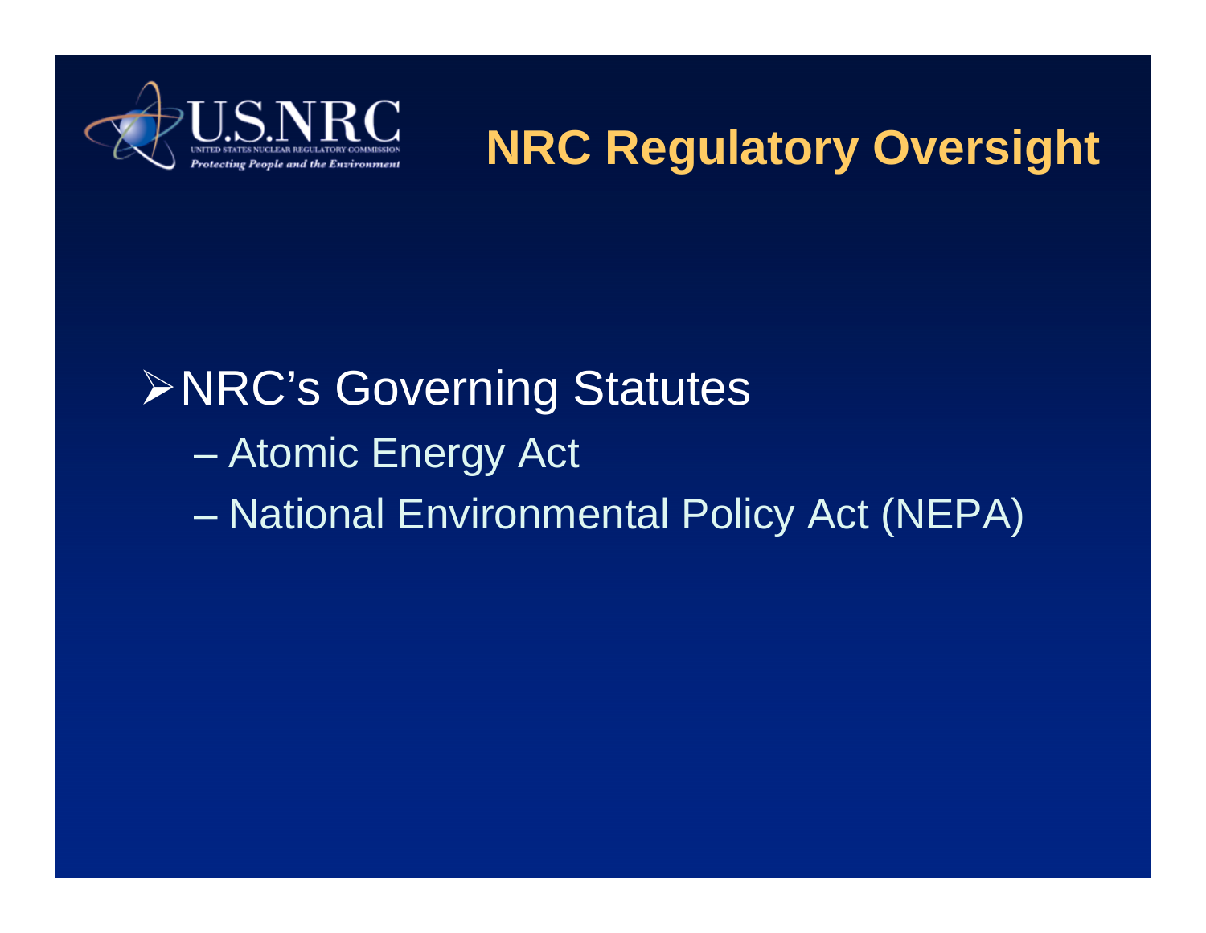# NRC Regulatory Oversight

- NRC's Governing Statutes
  - Atomic Energy Act
  - National Environmental Policy Act (NEPA)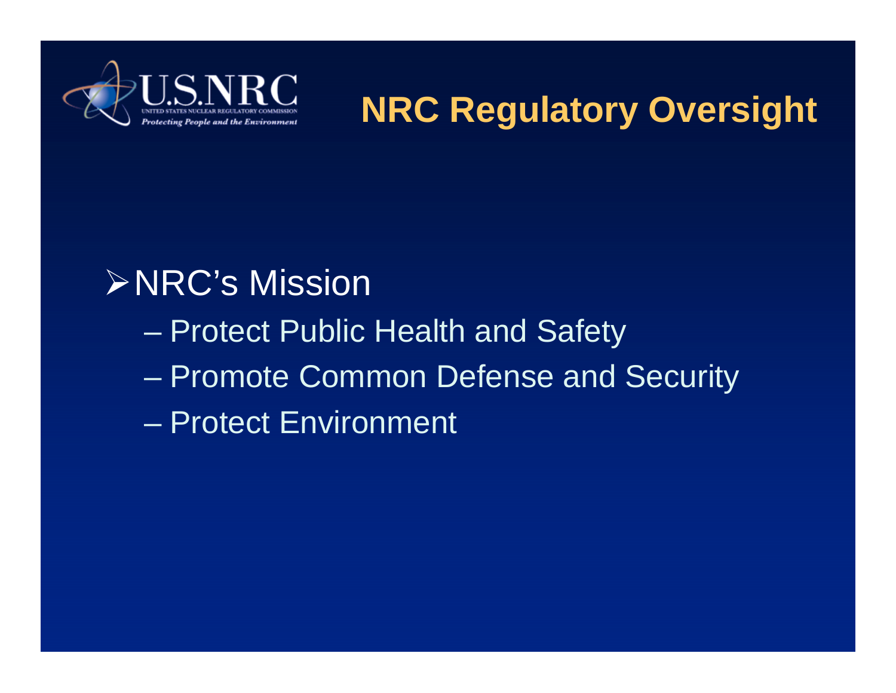# NRC Regulatory Oversight

- NRC's Mission
  - Protect Public Health and Safety
  - Promote Common Defense and Security
  - Protect Environment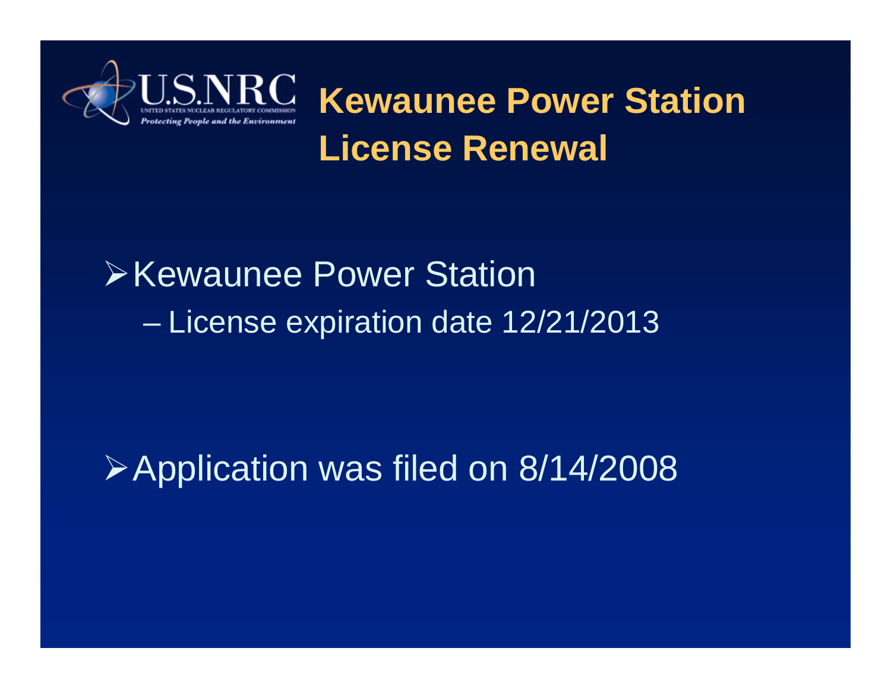# Kewaunee Power Station License Renewal

- Kewaunee Power Station
  - License expiration date 12/21/2013

- Application was filed on 8/14/2008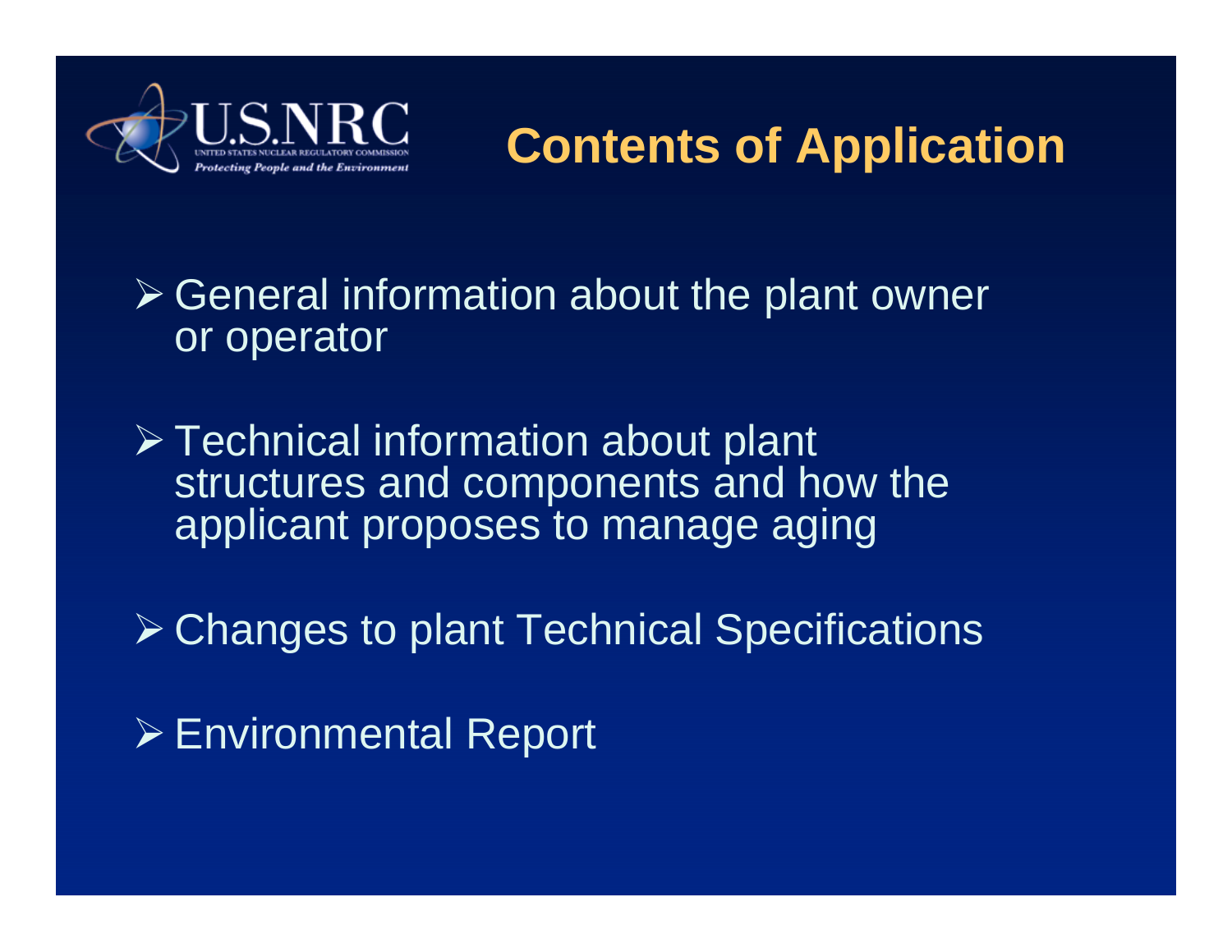# Contents of Application

- General information about the plant owner or operator
- Technical information about plant structures and components and how the applicant proposes to manage aging
- Changes to plant Technical Specifications
- Environmental Report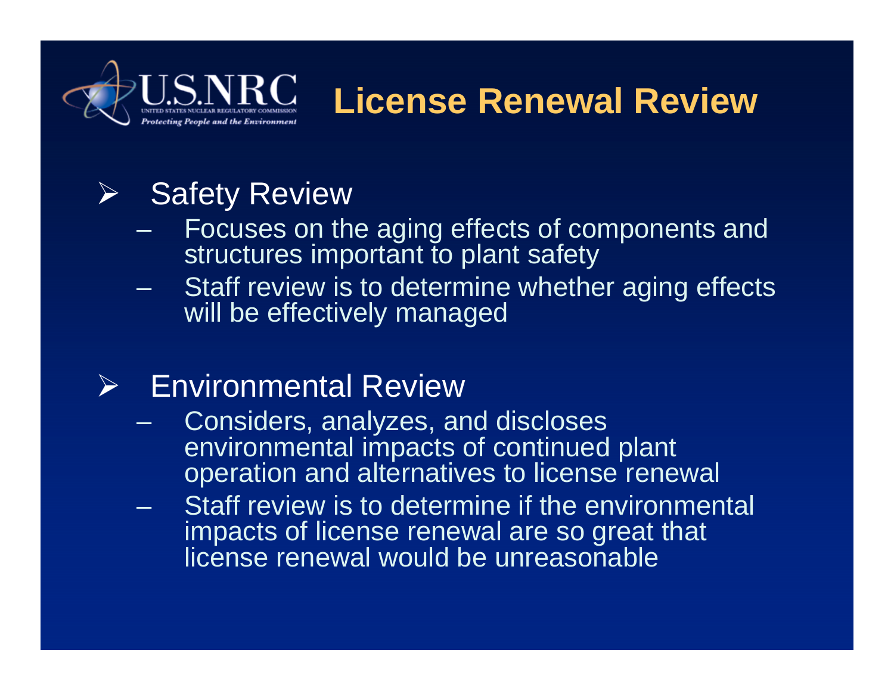# License Renewal Review

- Safety Review
  - Focuses on the aging effects of components and structures important to plant safety
  - Staff review is to determine whether aging effects will be effectively managed

- Environmental Review
  - Considers, analyzes, and discloses environmental impacts of continued plant operation and alternatives to license renewal
  - Staff review is to determine if the environmental impacts of license renewal are so great that license renewal would be unreasonable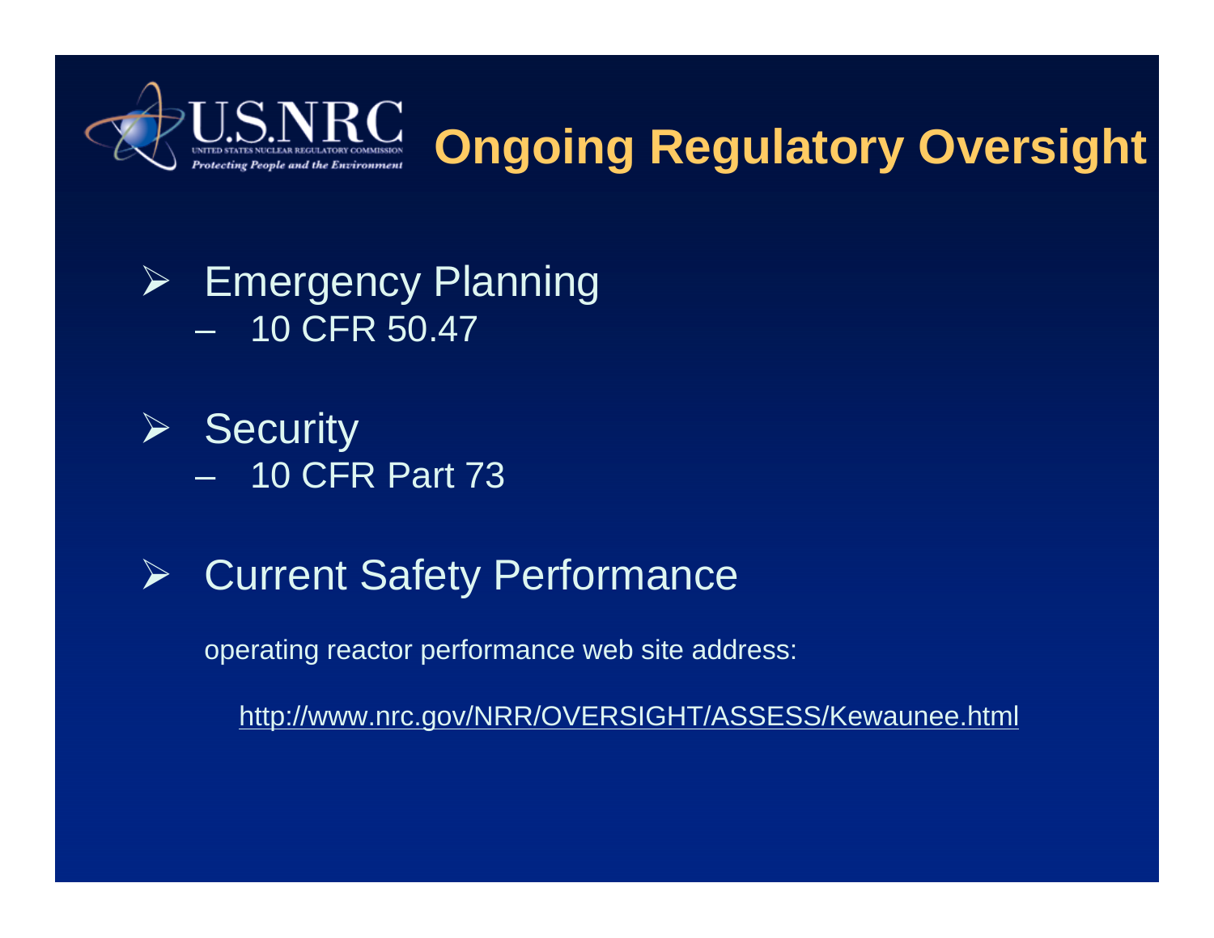# Ongoing Regulatory Oversight

- Emergency Planning
  - 10 CFR 50.47
- Security
  - 10 CFR Part 73
- Current Safety Performance

  operating reactor performance web site address:

  http://www.nrc.gov/NRR/OVERSIGHT/ASSESS/Kewaunee.html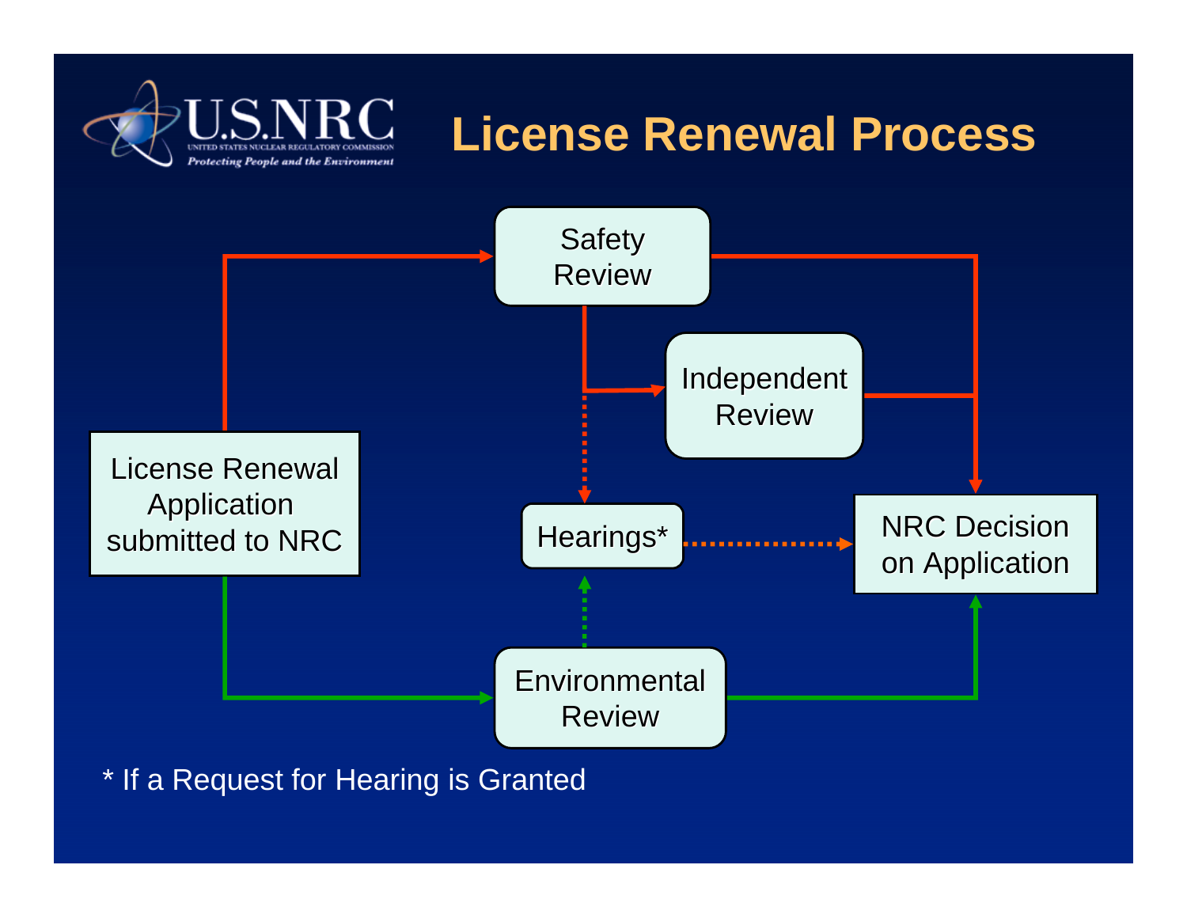# License Renewal Process

License Renewal Application submitted to NRC

Safety Review

Independent Review

Hearings*

Environmental Review

NRC Decision on Application

* If a Request for Hearing is Granted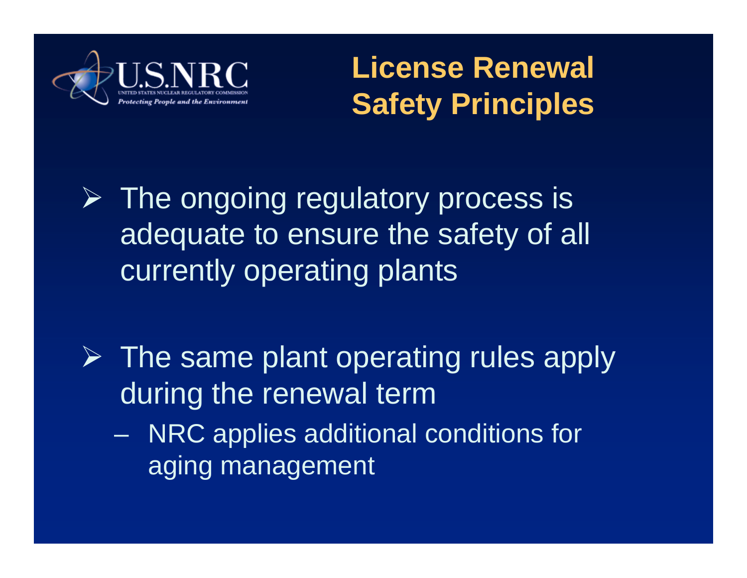# License Renewal Safety Principles

- The ongoing regulatory process is adequate to ensure the safety of all currently operating plants

- The same plant operating rules apply during the renewal term
  - NRC applies additional conditions for aging management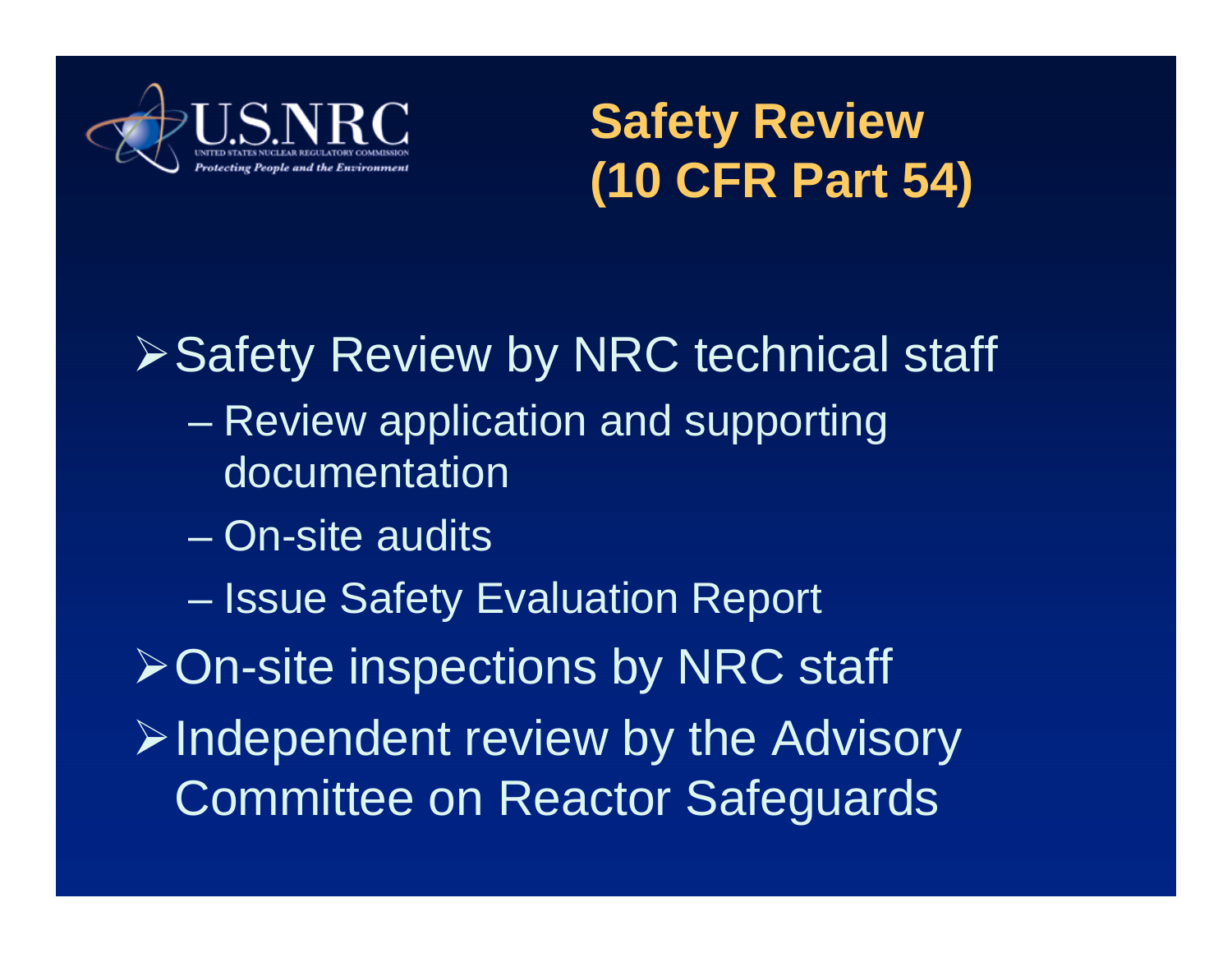# Safety Review (10 CFR Part 54)

- Safety Review by NRC technical staff
  - Review application and supporting documentation
  - On-site audits
  - Issue Safety Evaluation Report
- On-site inspections by NRC staff
- Independent review by the Advisory Committee on Reactor Safeguards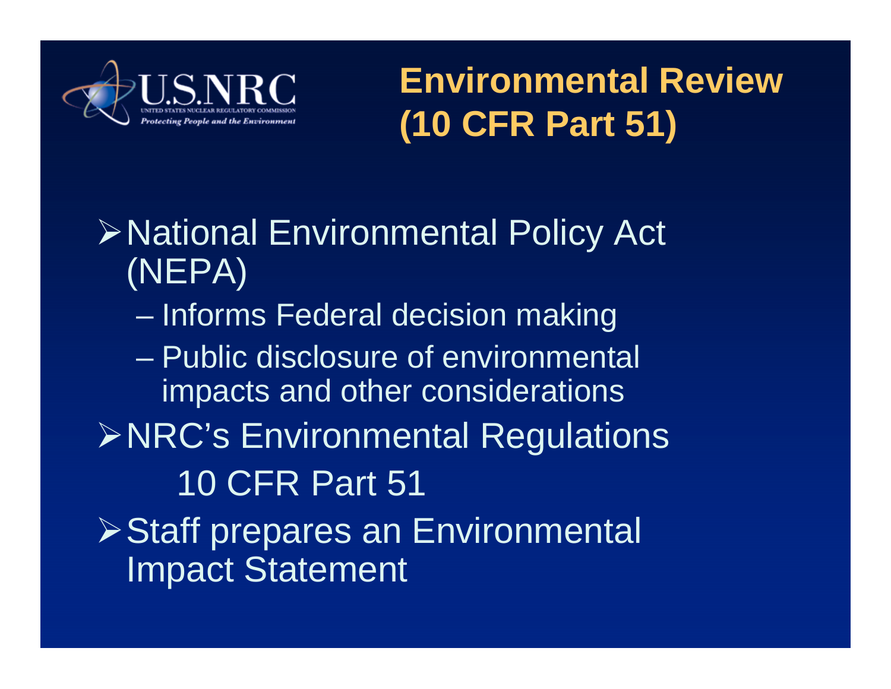# Environmental Review (10 CFR Part 51)

- National Environmental Policy Act (NEPA)
  - Informs Federal decision making
  - Public disclosure of environmental impacts and other considerations
- NRC's Environmental Regulations
  10 CFR Part 51
- Staff prepares an Environmental Impact Statement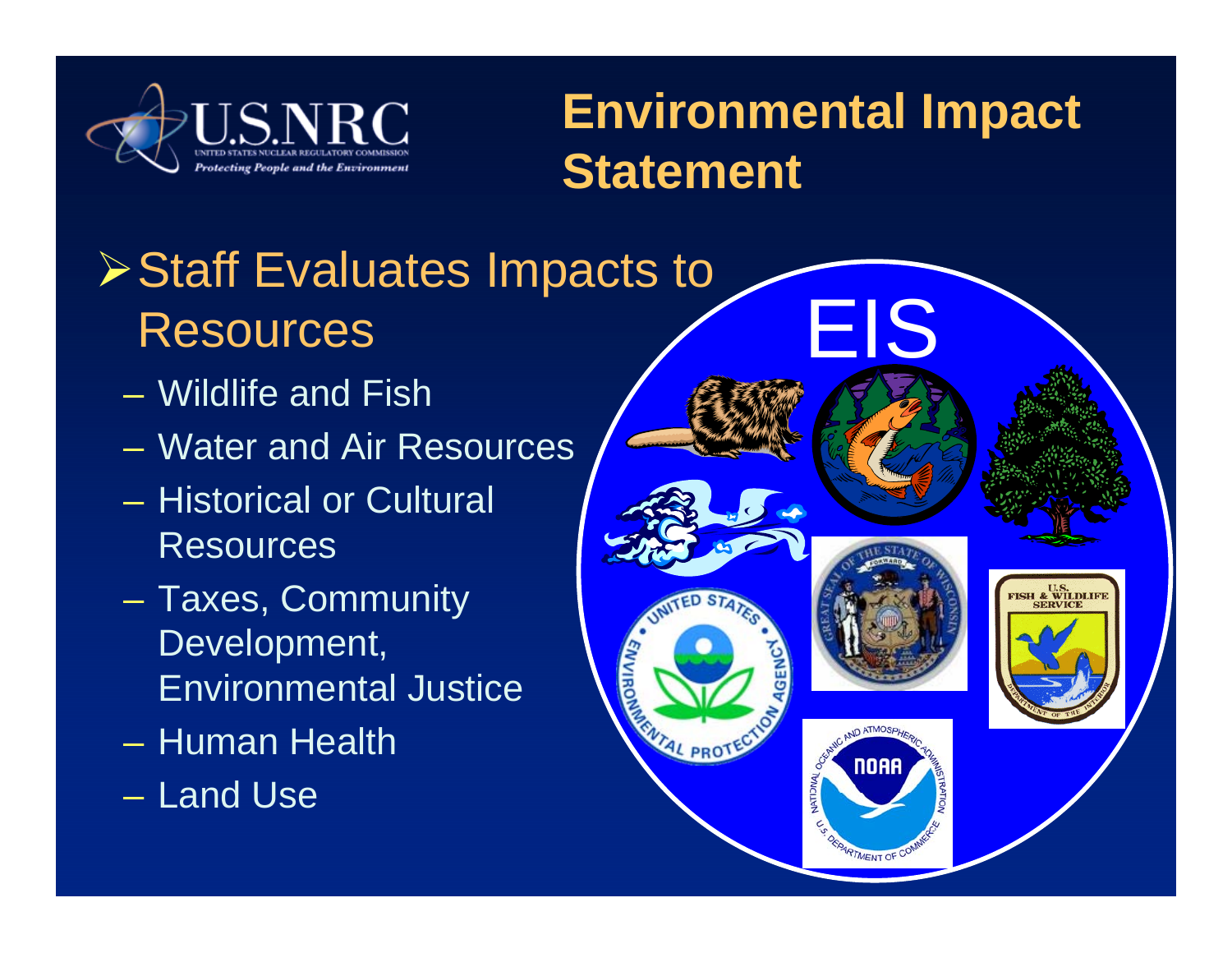# Environmental Impact Statement

- Staff Evaluates Impacts to Resources
  - Wildlife and Fish
  - Water and Air Resources
  - Historical or Cultural Resources
  - Taxes, Community Development, Environmental Justice
  - Human Health
  - Land Use

EIS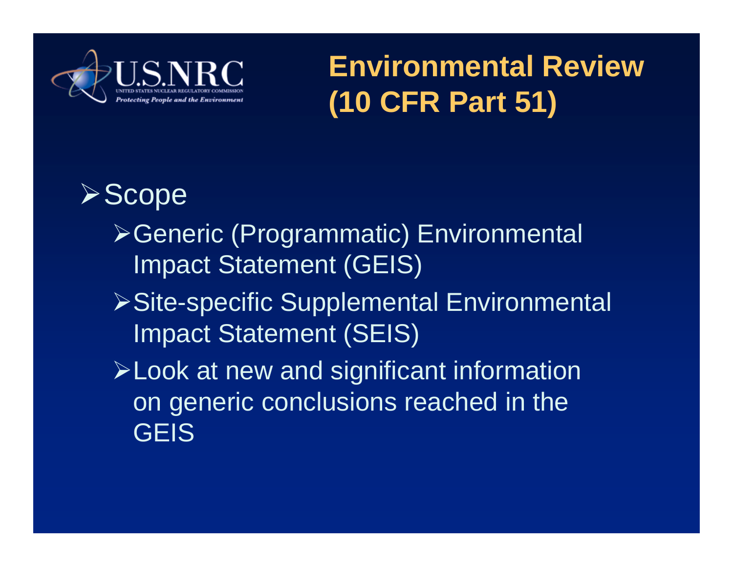# Environmental Review (10 CFR Part 51)

- Scope
  - Generic (Programmatic) Environmental Impact Statement (GEIS)
  - Site-specific Supplemental Environmental Impact Statement (SEIS)
  - Look at new and significant information on generic conclusions reached in the GEIS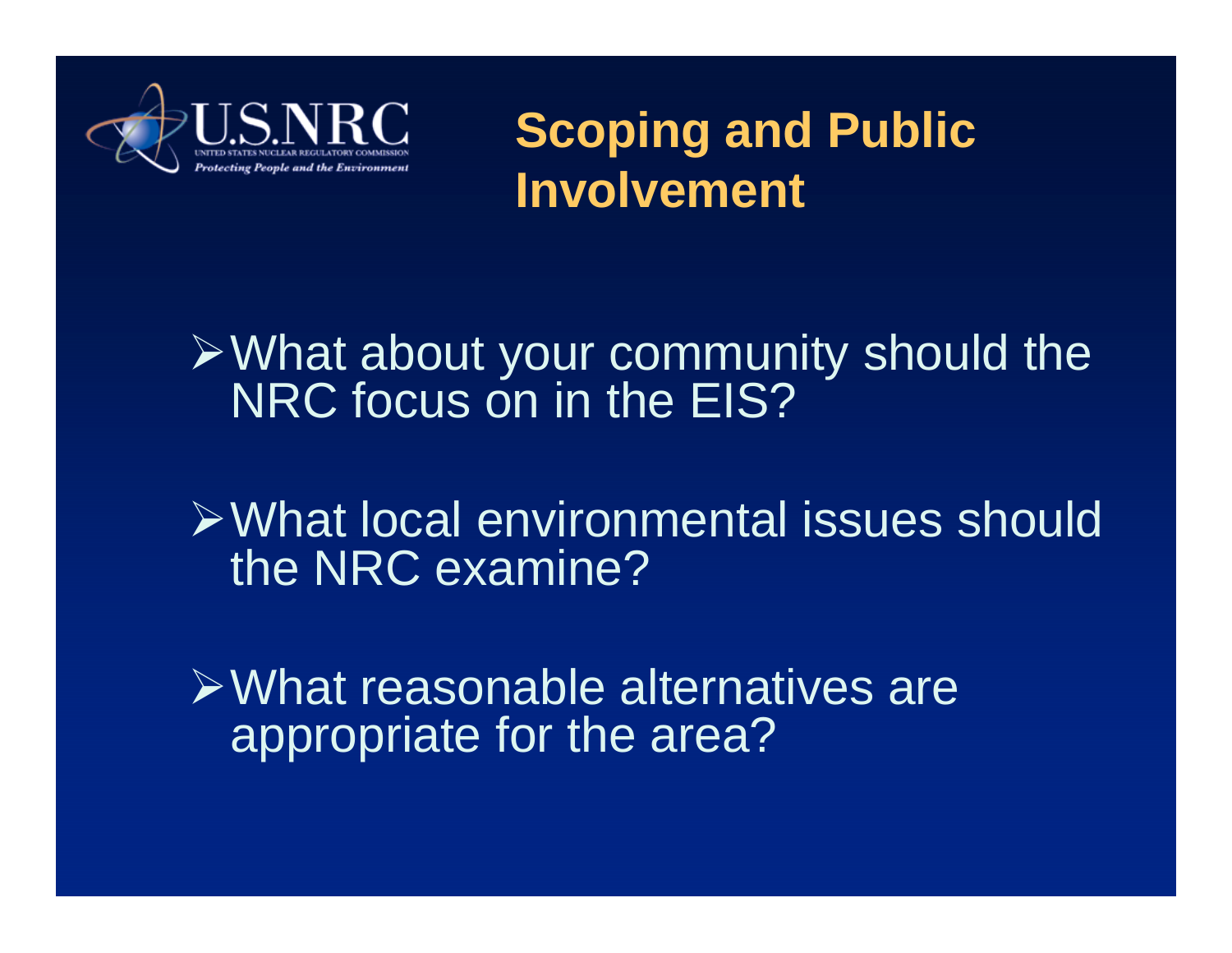# Scoping and Public Involvement

- What about your community should the NRC focus on in the EIS?
- What local environmental issues should the NRC examine?
- What reasonable alternatives are appropriate for the area?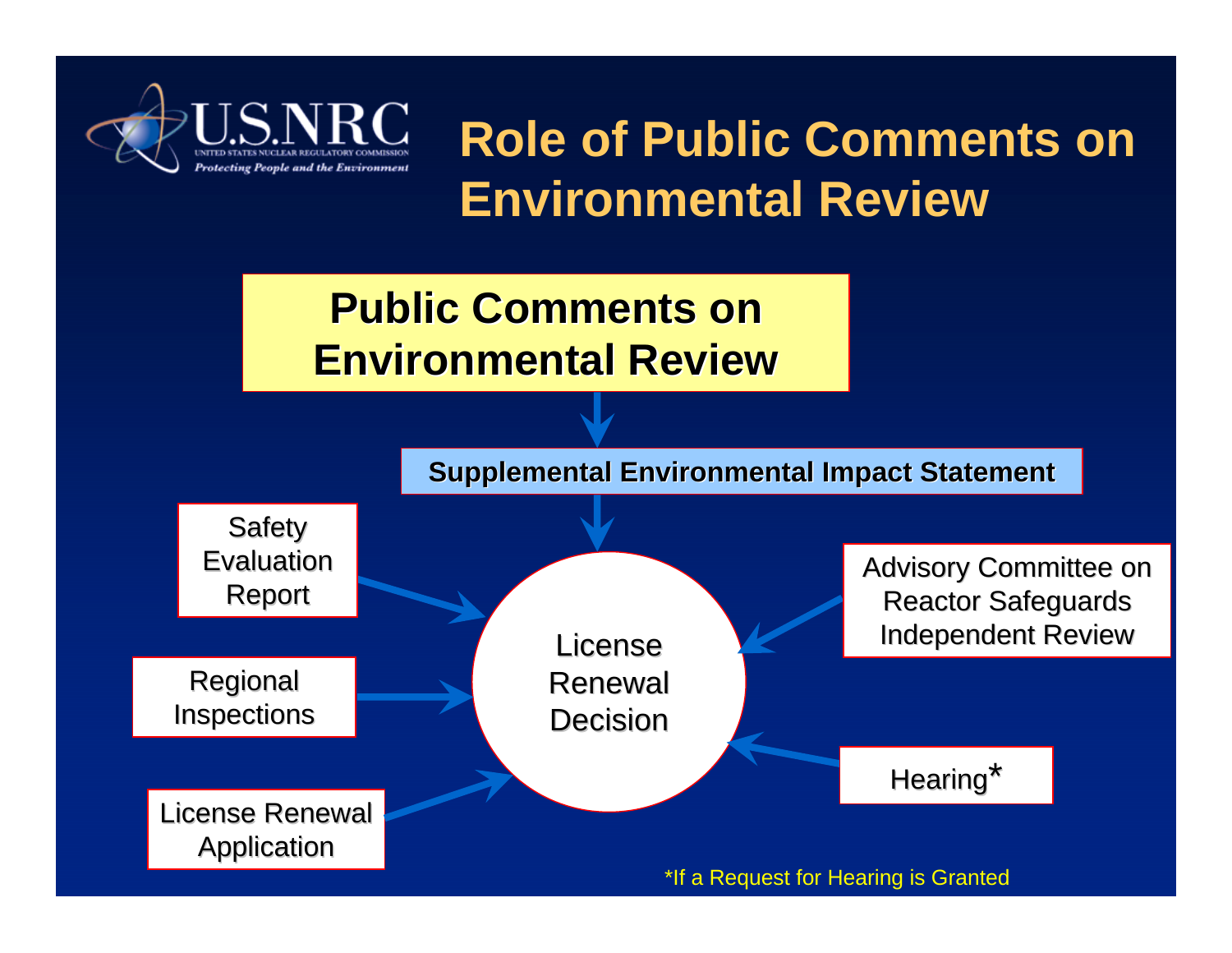# Role of Public Comments on Environmental Review

**Public Comments on Environmental Review**

↓

**Supplemental Environmental Impact Statement**

↓

**License Renewal Decision**

Inputs to License Renewal Decision:

- Safety Evaluation Report
- Regional Inspections
- License Renewal Application
- Advisory Committee on Reactor Safeguards Independent Review
- Hearing*

*If a Request for Hearing is Granted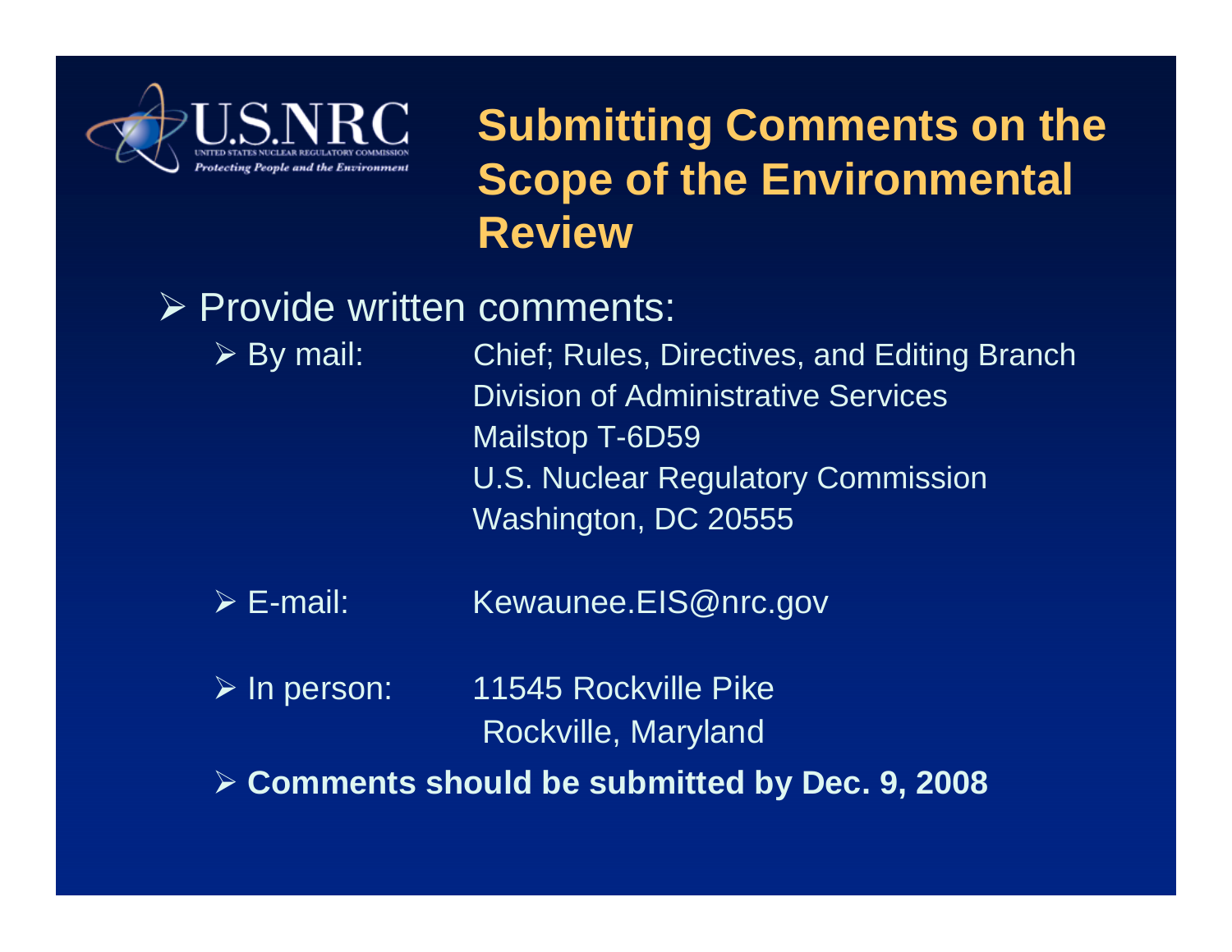# Submitting Comments on the Scope of the Environmental Review

- Provide written comments:
  - By mail: Chief; Rules, Directives, and Editing Branch
    Division of Administrative Services
    Mailstop T-6D59
    U.S. Nuclear Regulatory Commission
    Washington, DC 20555
  - E-mail: Kewaunee.EIS@nrc.gov
  - In person: 11545 Rockville Pike
    Rockville, Maryland
  - **Comments should be submitted by Dec. 9, 2008**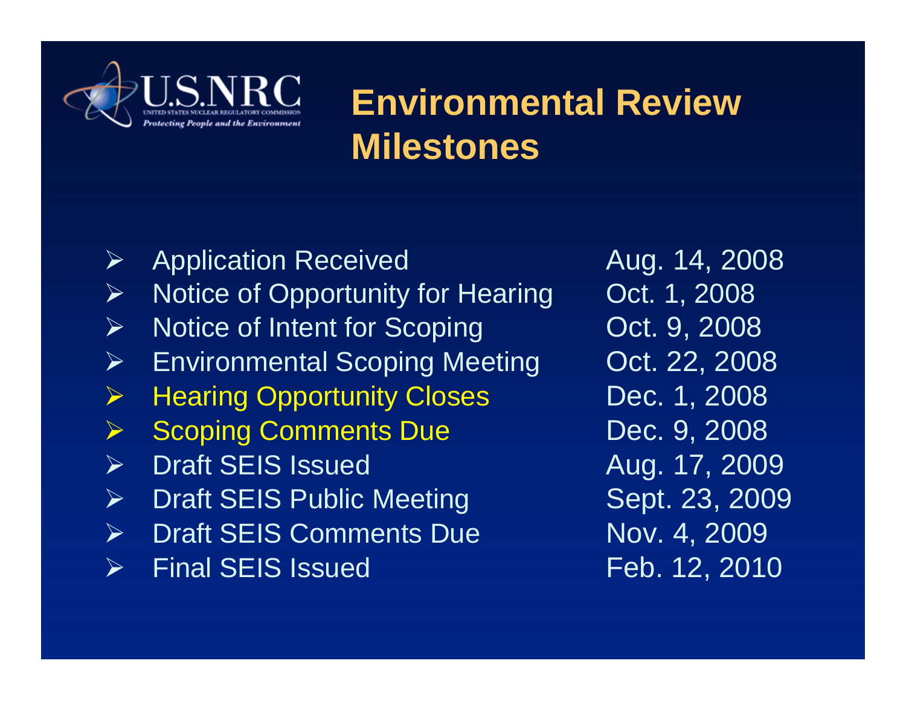# Environmental Review Milestones

| Milestone | Date |
| --- | --- |
| Application Received | Aug. 14, 2008 |
| Notice of Opportunity for Hearing | Oct. 1, 2008 |
| Notice of Intent for Scoping | Oct. 9, 2008 |
| Environmental Scoping Meeting | Oct. 22, 2008 |
| Hearing Opportunity Closes | Dec. 1, 2008 |
| Scoping Comments Due | Dec. 9, 2008 |
| Draft SEIS Issued | Aug. 17, 2009 |
| Draft SEIS Public Meeting | Sept. 23, 2009 |
| Draft SEIS Comments Due | Nov. 4, 2009 |
| Final SEIS Issued | Feb. 12, 2010 |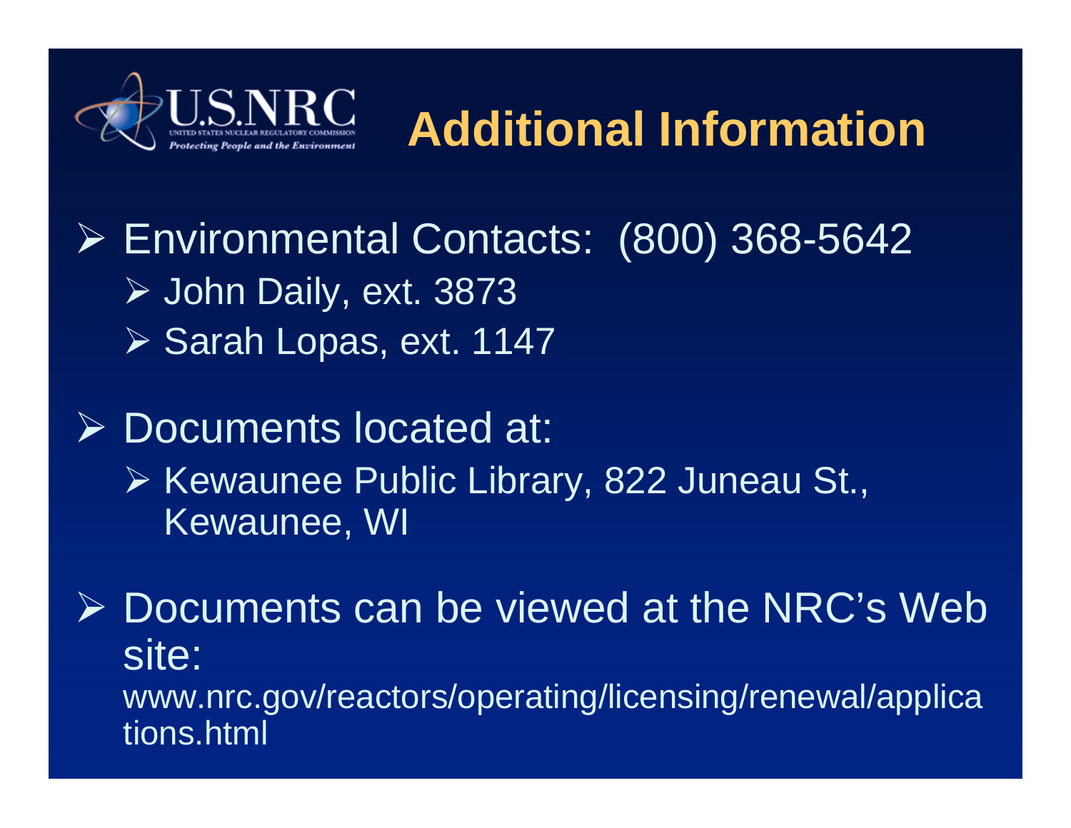# Additional Information

- Environmental Contacts: (800) 368-5642
  - John Daily, ext. 3873
  - Sarah Lopas, ext. 1147

- Documents located at:
  - Kewaunee Public Library, 822 Juneau St., Kewaunee, WI

- Documents can be viewed at the NRC's Web site:
  www.nrc.gov/reactors/operating/licensing/renewal/applications.html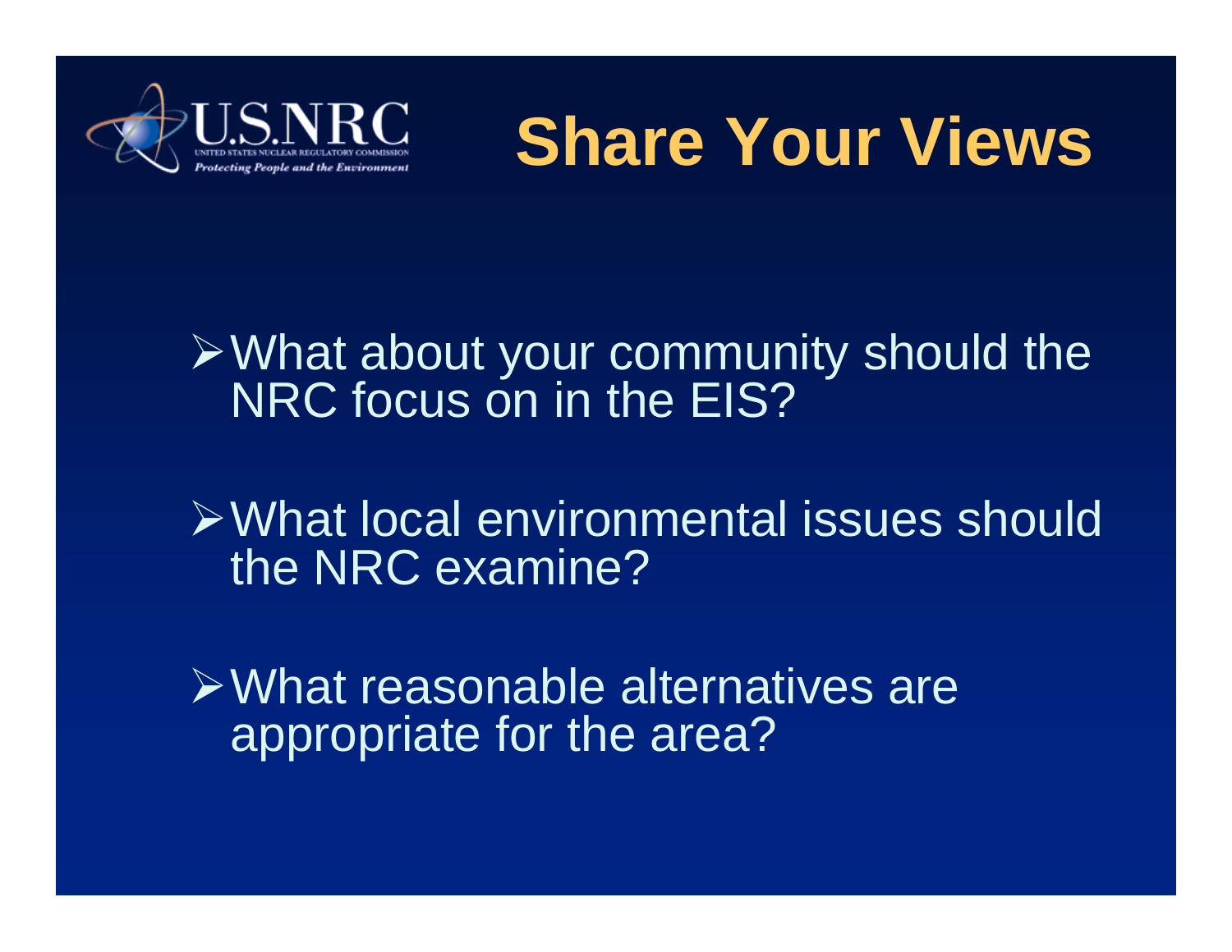# Share Your Views

- What about your community should the NRC focus on in the EIS?
- What local environmental issues should the NRC examine?
- What reasonable alternatives are appropriate for the area?